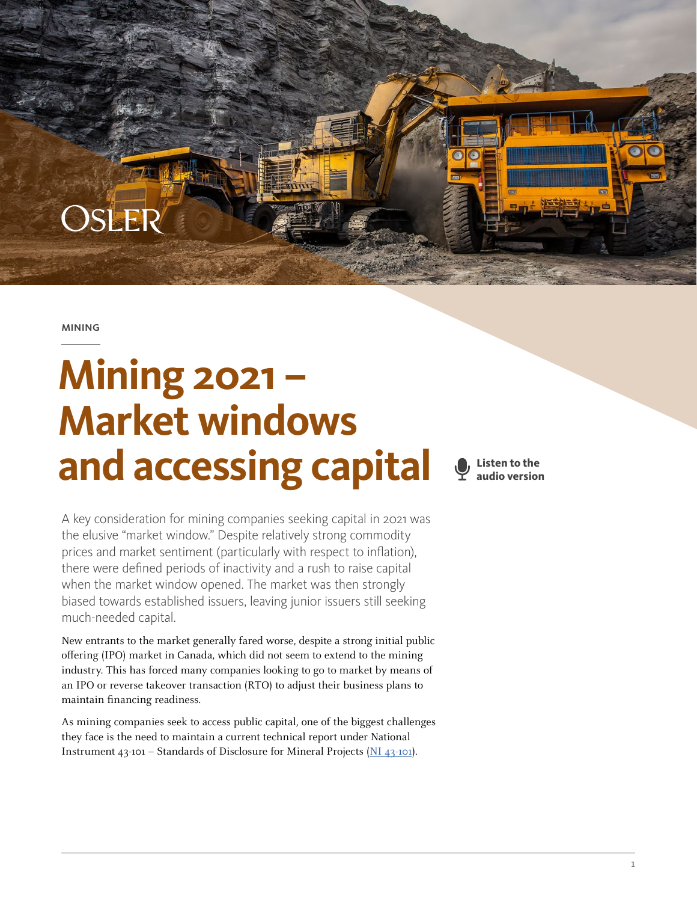OSLER

MINING

# Mining 2021 – Market windows and accessing capital

Listen to the audio version

A key consideration for mining companies seeking capital in 2021 was the elusive "market window." Despite relatively strong commodity prices and market sentiment (particularly with respect to inflation), there were defined periods of inactivity and a rush to raise capital when the market window opened. The market was then strongly biased towards established issuers, leaving junior issuers still seeking much-needed capital.

New entrants to the market generally fared worse, despite a strong initial public offering (IPO) market in Canada, which did not seem to extend to the mining industry. This has forced many companies looking to go to market by means of an IPO or reverse takeover transaction (RTO) to adjust their business plans to maintain financing readiness.

As mining companies seek to access public capital, one of the biggest challenges they face is the need to maintain a current technical report under National Instrument 43-101 – Standards of Disclosure for Mineral Projects (NI 43-101).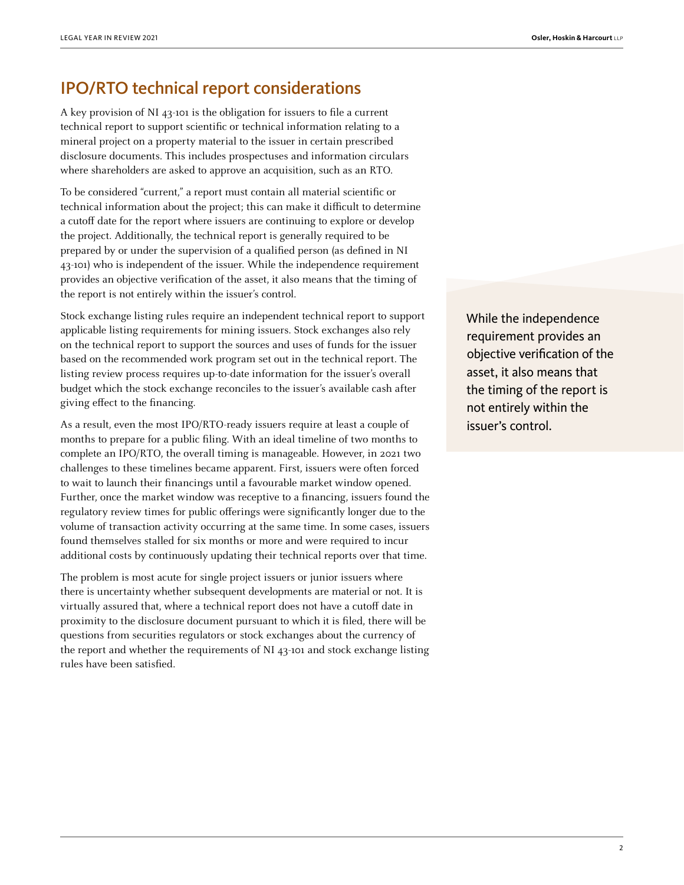## IPO/RTO technical report considerations

A key provision of NI 43-101 is the obligation for issuers to file a current technical report to support scientific or technical information relating to a mineral project on a property material to the issuer in certain prescribed disclosure documents. This includes prospectuses and information circulars where shareholders are asked to approve an acquisition, such as an RTO.

To be considered "current," a report must contain all material scientific or technical information about the project; this can make it difficult to determine a cutoff date for the report where issuers are continuing to explore or develop the project. Additionally, the technical report is generally required to be prepared by or under the supervision of a qualified person (as defined in NI 43-101) who is independent of the issuer. While the independence requirement provides an objective verification of the asset, it also means that the timing of the report is not entirely within the issuer's control.

Stock exchange listing rules require an independent technical report to support applicable listing requirements for mining issuers. Stock exchanges also rely on the technical report to support the sources and uses of funds for the issuer based on the recommended work program set out in the technical report. The listing review process requires up-to-date information for the issuer's overall budget which the stock exchange reconciles to the issuer's available cash after giving effect to the financing.

As a result, even the most IPO/RTO-ready issuers require at least a couple of months to prepare for a public filing. With an ideal timeline of two months to complete an IPO/RTO, the overall timing is manageable. However, in 2021 two challenges to these timelines became apparent. First, issuers were often forced to wait to launch their financings until a favourable market window opened. Further, once the market window was receptive to a financing, issuers found the regulatory review times for public offerings were significantly longer due to the volume of transaction activity occurring at the same time. In some cases, issuers found themselves stalled for six months or more and were required to incur additional costs by continuously updating their technical reports over that time.

The problem is most acute for single project issuers or junior issuers where there is uncertainty whether subsequent developments are material or not. It is virtually assured that, where a technical report does not have a cutoff date in proximity to the disclosure document pursuant to which it is filed, there will be questions from securities regulators or stock exchanges about the currency of the report and whether the requirements of NI 43-101 and stock exchange listing rules have been satisfied.

> While the independence requirement provides an objective verification of the asset, it also means that the timing of the report is not entirely within the issuer's control.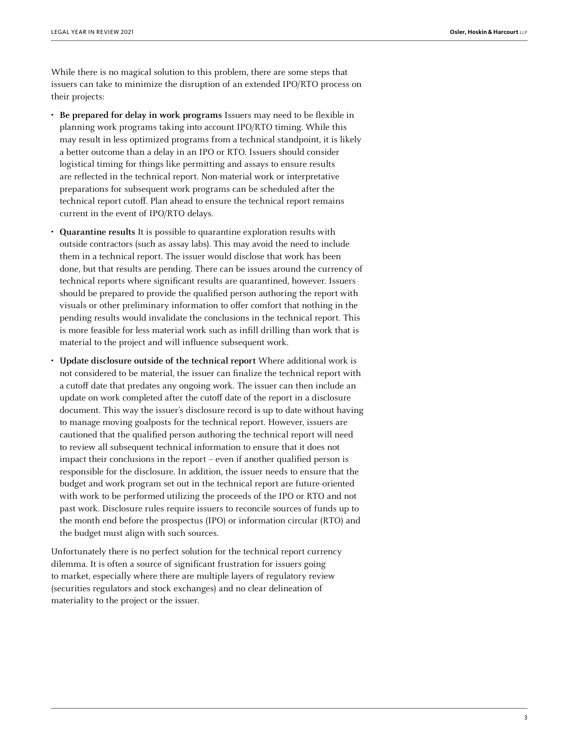While there is no magical solution to this problem, there are some steps that issuers can take to minimize the disruption of an extended IPO/RTO process on their projects:

- **Be prepared for delay in work programs** Issuers may need to be flexible in planning work programs taking into account IPO/RTO timing. While this may result in less optimized programs from a technical standpoint, it is likely a better outcome than a delay in an IPO or RTO. Issuers should consider logistical timing for things like permitting and assays to ensure results are reflected in the technical report. Non-material work or interpretative preparations for subsequent work programs can be scheduled after the technical report cutoff. Plan ahead to ensure the technical report remains current in the event of IPO/RTO delays.
- **Quarantine results** It is possible to quarantine exploration results with outside contractors (such as assay labs). This may avoid the need to include them in a technical report. The issuer would disclose that work has been done, but that results are pending. There can be issues around the currency of technical reports where significant results are quarantined, however. Issuers should be prepared to provide the qualified person authoring the report with visuals or other preliminary information to offer comfort that nothing in the pending results would invalidate the conclusions in the technical report. This is more feasible for less material work such as infill drilling than work that is material to the project and will influence subsequent work.
- **Update disclosure outside of the technical report** Where additional work is not considered to be material, the issuer can finalize the technical report with a cutoff date that predates any ongoing work. The issuer can then include an update on work completed after the cutoff date of the report in a disclosure document. This way the issuer's disclosure record is up to date without having to manage moving goalposts for the technical report. However, issuers are cautioned that the qualified person authoring the technical report will need to review all subsequent technical information to ensure that it does not impact their conclusions in the report – even if another qualified person is responsible for the disclosure. In addition, the issuer needs to ensure that the budget and work program set out in the technical report are future-oriented with work to be performed utilizing the proceeds of the IPO or RTO and not past work. Disclosure rules require issuers to reconcile sources of funds up to the month end before the prospectus (IPO) or information circular (RTO) and the budget must align with such sources.

Unfortunately there is no perfect solution for the technical report currency dilemma. It is often a source of significant frustration for issuers going to market, especially where there are multiple layers of regulatory review (securities regulators and stock exchanges) and no clear delineation of materiality to the project or the issuer.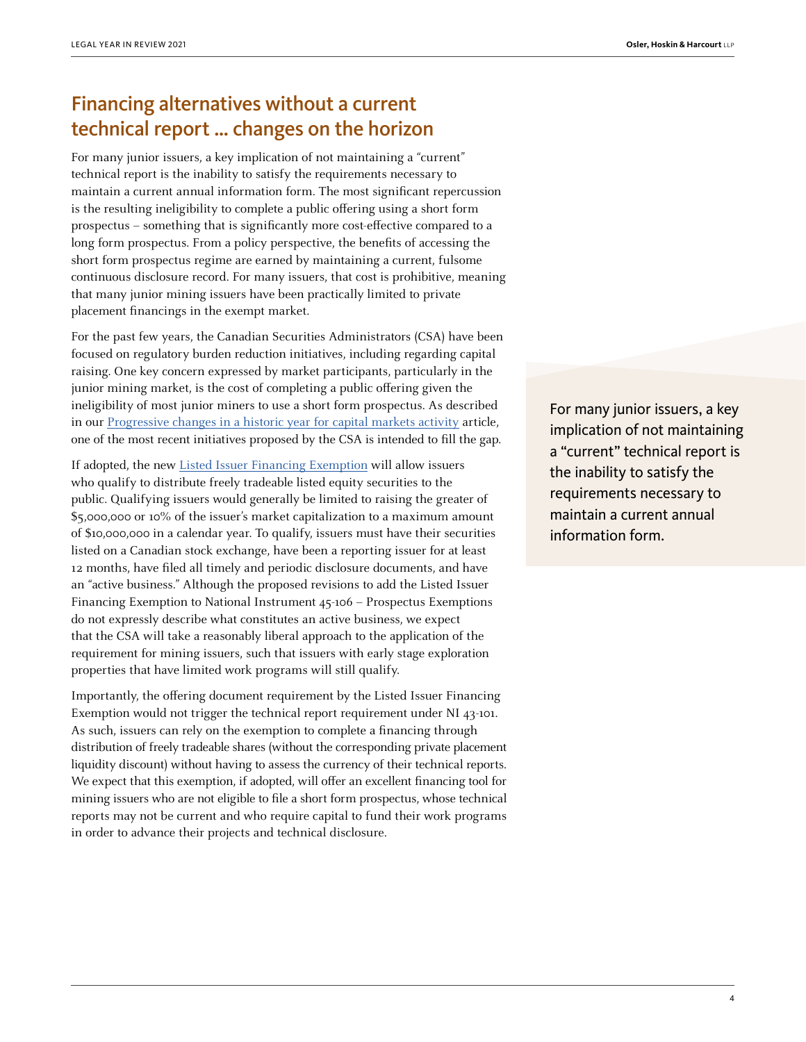## Financing alternatives without a current technical report ... changes on the horizon

For many junior issuers, a key implication of not maintaining a "current" technical report is the inability to satisfy the requirements necessary to maintain a current annual information form. The most significant repercussion is the resulting ineligibility to complete a public offering using a short form prospectus – something that is significantly more cost-effective compared to a long form prospectus. From a policy perspective, the benefits of accessing the short form prospectus regime are earned by maintaining a current, fulsome continuous disclosure record. For many issuers, that cost is prohibitive, meaning that many junior mining issuers have been practically limited to private placement financings in the exempt market.

For the past few years, the Canadian Securities Administrators (CSA) have been focused on regulatory burden reduction initiatives, including regarding capital raising. One key concern expressed by market participants, particularly in the junior mining market, is the cost of completing a public offering given the ineligibility of most junior miners to use a short form prospectus. As described in our Progressive changes in a historic year for capital markets activity article, one of the most recent initiatives proposed by the CSA is intended to fill the gap.

> For many junior issuers, a key implication of not maintaining a "current" technical report is the inability to satisfy the requirements necessary to maintain a current annual information form.

If adopted, the new Listed Issuer Financing Exemption will allow issuers who qualify to distribute freely tradeable listed equity securities to the public. Qualifying issuers would generally be limited to raising the greater of $5,000,000 or 10% of the issuer's market capitalization to a maximum amount of $10,000,000 in a calendar year. To qualify, issuers must have their securities listed on a Canadian stock exchange, have been a reporting issuer for at least 12 months, have filed all timely and periodic disclosure documents, and have an "active business." Although the proposed revisions to add the Listed Issuer Financing Exemption to National Instrument 45-106 – Prospectus Exemptions do not expressly describe what constitutes an active business, we expect that the CSA will take a reasonably liberal approach to the application of the requirement for mining issuers, such that issuers with early stage exploration properties that have limited work programs will still qualify.

Importantly, the offering document requirement by the Listed Issuer Financing Exemption would not trigger the technical report requirement under NI 43-101. As such, issuers can rely on the exemption to complete a financing through distribution of freely tradeable shares (without the corresponding private placement liquidity discount) without having to assess the currency of their technical reports. We expect that this exemption, if adopted, will offer an excellent financing tool for mining issuers who are not eligible to file a short form prospectus, whose technical reports may not be current and who require capital to fund their work programs in order to advance their projects and technical disclosure.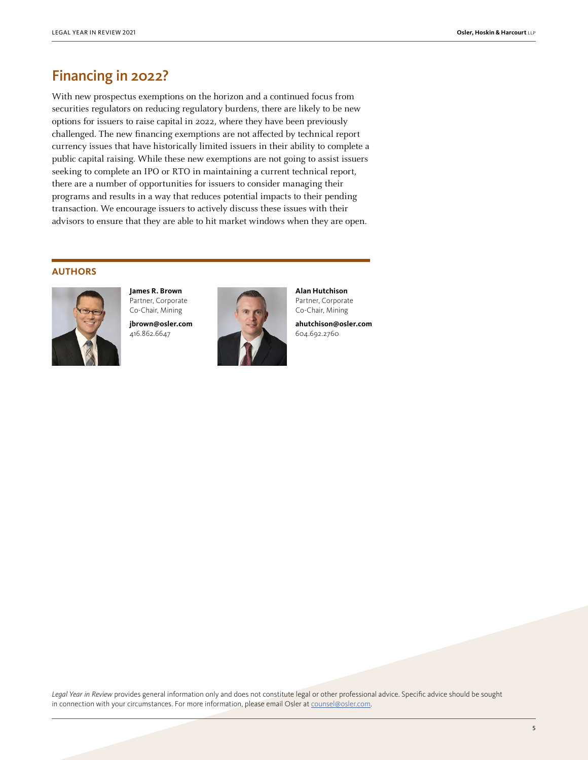## Financing in 2022?

With new prospectus exemptions on the horizon and a continued focus from securities regulators on reducing regulatory burdens, there are likely to be new options for issuers to raise capital in 2022, where they have been previously challenged. The new financing exemptions are not affected by technical report currency issues that have historically limited issuers in their ability to complete a public capital raising. While these new exemptions are not going to assist issuers seeking to complete an IPO or RTO in maintaining a current technical report, there are a number of opportunities for issuers to consider managing their programs and results in a way that reduces potential impacts to their pending transaction. We encourage issuers to actively discuss these issues with their advisors to ensure that they are able to hit market windows when they are open.

### AUTHORS

**James R. Brown**
Partner, Corporate
Co-Chair, Mining

**jbrown@osler.com**
416.862.6647

**Alan Hutchison**
Partner, Corporate
Co-Chair, Mining

**ahutchison@osler.com**
604.692.2760

*Legal Year in Review* provides general information only and does not constitute legal or other professional advice. Specific advice should be sought in connection with your circumstances. For more information, please email Osler at counsel@osler.com.